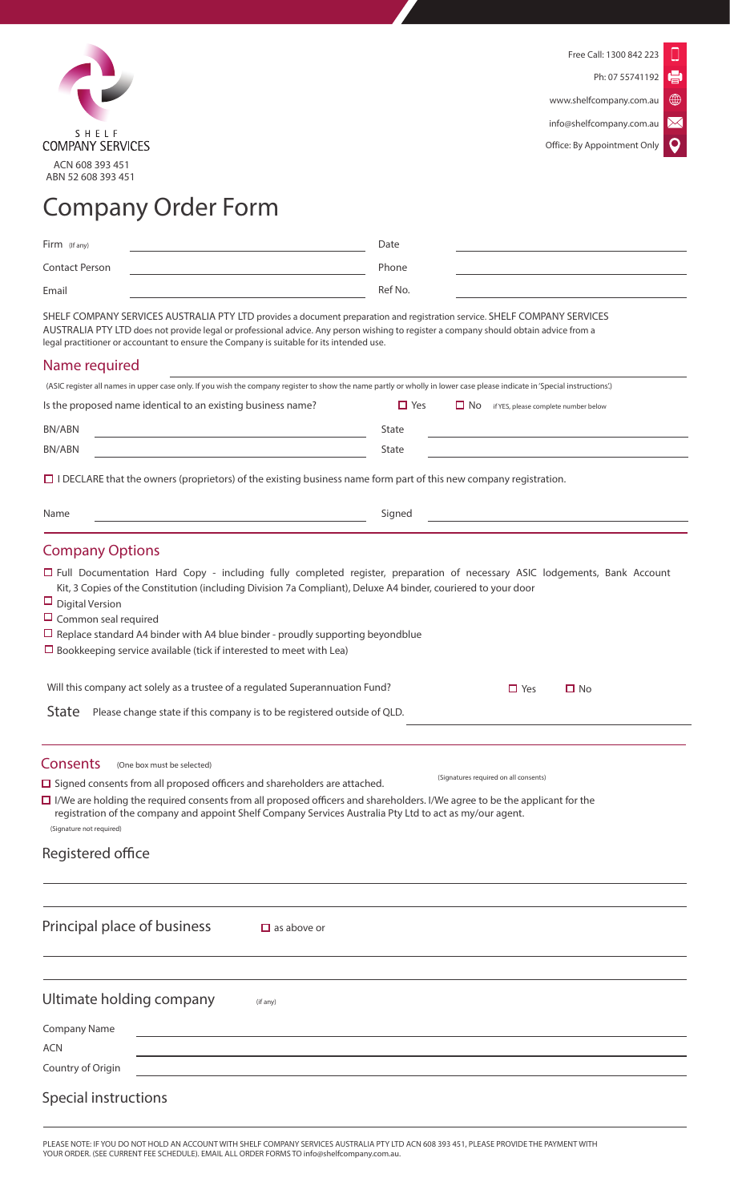SHELF
COMPANY SERVICES

ACN 608 393 451
ABN 52 608 393 451

Free Call: 1300 842 223
Ph: 07 55741192
www.shelfcompany.com.au
info@shelfcompany.com.au
Office: By Appointment Only

# Company Order Form

Firm (If any) ____________________ Date ____________________

Contact Person ____________________ Phone ____________________

Email ____________________ Ref No. ____________________

SHELF COMPANY SERVICES AUSTRALIA PTY LTD provides a document preparation and registration service. SHELF COMPANY SERVICES AUSTRALIA PTY LTD does not provide legal or professional advice. Any person wishing to register a company should obtain advice from a legal practitioner or accountant to ensure the Company is suitable for its intended use.

## Name required

(ASIC register all names in upper case only. If you wish the company register to show the name partly or wholly in lower case please indicate in 'Special instructions'.)

Is the proposed name identical to an existing business name? ☐ Yes ☐ No if YES, please complete number below

BN/ABN ____________________ State ____________________

BN/ABN ____________________ State ____________________

☐ I DECLARE that the owners (proprietors) of the existing business name form part of this new company registration.

Name ____________________ Signed ____________________

## Company Options

☐ Full Documentation Hard Copy - including fully completed register, preparation of necessary ASIC lodgements, Bank Account Kit, 3 Copies of the Constitution (including Division 7a Compliant), Deluxe A4 binder, couriered to your door

☐ Digital Version

☐ Common seal required

☐ Replace standard A4 binder with A4 blue binder - proudly supporting beyondblue

☐ Bookkeeping service available (tick if interested to meet with Lea)

Will this company act solely as a trustee of a regulated Superannuation Fund? ☐ Yes ☐ No

State Please change state if this company is to be registered outside of QLD. ____________________

## Consents (One box must be selected)

☐ Signed consents from all proposed officers and shareholders are attached. (Signatures required on all consents)

☐ I/We are holding the required consents from all proposed officers and shareholders. I/We agree to be the applicant for the registration of the company and appoint Shelf Company Services Australia Pty Ltd to act as my/our agent.
(Signature not required)

## Registered office

____________________

## Principal place of business ☐ as above or

____________________

## Ultimate holding company (if any)

Company Name ____________________

ACN ____________________

Country of Origin ____________________

## Special instructions

____________________

PLEASE NOTE: IF YOU DO NOT HOLD AN ACCOUNT WITH SHELF COMPANY SERVICES AUSTRALIA PTY LTD ACN 608 393 451, PLEASE PROVIDE THE PAYMENT WITH YOUR ORDER. (SEE CURRENT FEE SCHEDULE). EMAIL ALL ORDER FORMS TO info@shelfcompany.com.au.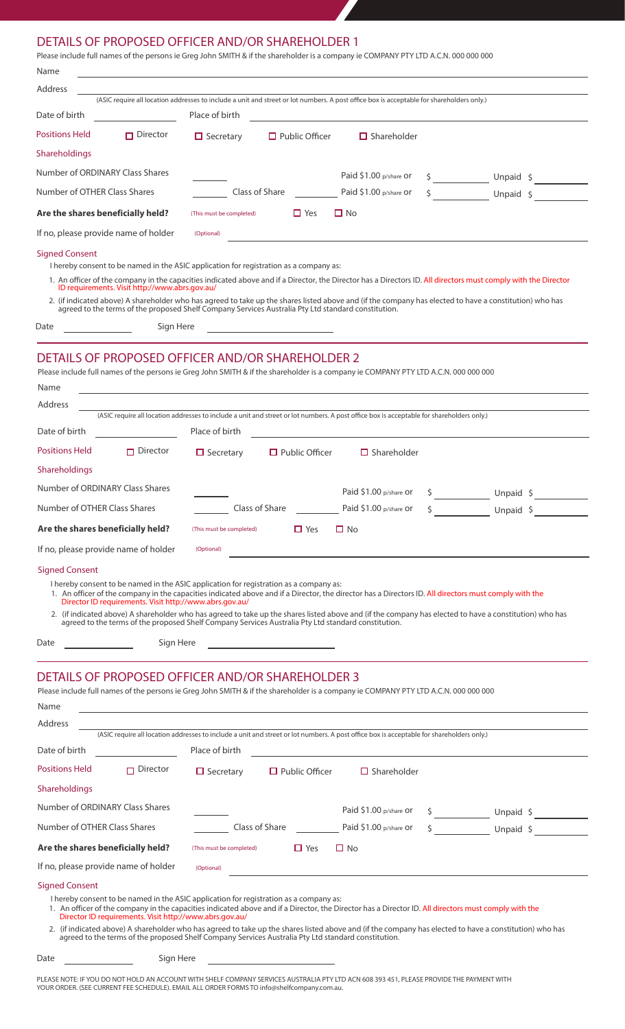## DETAILS OF PROPOSED OFFICER AND/OR SHAREHOLDER 1

Please include full names of the persons ie Greg John SMITH & if the shareholder is a company ie COMPANY PTY LTD A.C.N. 000 000 000

Name

Address

(ASIC require all location addresses to include a unit and street or lot numbers. A post office box is acceptable for shareholders only.)

Date of birth Place of birth

Positions Held ☐ Director ☐ Secretary ☐ Public Officer ☐ Shareholder

Shareholdings

Number of ORDINARY Class Shares Paid $1.00 p/share or $ Unpaid $

Number of OTHER Class Shares Class of Share Paid $1.00 p/share or $ Unpaid $

**Are the shares beneficially held?** (This must be completed) ☐ Yes ☐ No

If no, please provide name of holder (Optional)

Signed Consent

I hereby consent to be named in the ASIC application for registration as a company as:

1. An officer of the company in the capacities indicated above and if a Director, the Director has a Directors ID. All directors must comply with the Director ID requirements. Visit http://www.abrs.gov.au/
2. (if indicated above) A shareholder who has agreed to take up the shares listed above and (if the company has elected to have a constitution) who has agreed to the terms of the proposed Shelf Company Services Australia Pty Ltd standard constitution.

Date Sign Here

## DETAILS OF PROPOSED OFFICER AND/OR SHAREHOLDER 2

Please include full names of the persons ie Greg John SMITH & if the shareholder is a company ie COMPANY PTY LTD A.C.N. 000 000 000

Name

Address

(ASIC require all location addresses to include a unit and street or lot numbers. A post office box is acceptable for shareholders only.)

Date of birth Place of birth

Positions Held ☐ Director ☐ Secretary ☐ Public Officer ☐ Shareholder

Shareholdings

Number of ORDINARY Class Shares Paid $1.00 p/share or $ Unpaid $

Number of OTHER Class Shares Class of Share Paid $1.00 p/share or $ Unpaid $

**Are the shares beneficially held?** (This must be completed) ☐ Yes ☐ No

If no, please provide name of holder (Optional)

Signed Consent

I hereby consent to be named in the ASIC application for registration as a company as:

1. An officer of the company in the capacities indicated above and if a Director, the director has a Directors ID. All directors must comply with the Director ID requirements. Visit http://www.abrs.gov.au/
2. (if indicated above) A shareholder who has agreed to take up the shares listed above and (if the company has elected to have a constitution) who has agreed to the terms of the proposed Shelf Company Services Australia Pty Ltd standard constitution.

Date Sign Here

## DETAILS OF PROPOSED OFFICER AND/OR SHAREHOLDER 3

Please include full names of the persons ie Greg John SMITH & if the shareholder is a company ie COMPANY PTY LTD A.C.N. 000 000 000

Name

Address

(ASIC require all location addresses to include a unit and street or lot numbers. A post office box is acceptable for shareholders only.)

Date of birth Place of birth

Positions Held ☐ Director ☐ Secretary ☐ Public Officer ☐ Shareholder

Shareholdings

Number of ORDINARY Class Shares Paid $1.00 p/share or $ Unpaid $

Number of OTHER Class Shares Class of Share Paid $1.00 p/share or $ Unpaid $

**Are the shares beneficially held?** (This must be completed) ☐ Yes ☐ No

If no, please provide name of holder (Optional)

Signed Consent

I hereby consent to be named in the ASIC application for registration as a company as:

1. An officer of the company in the capacities indicated above and if a Director, the Director has a Director ID. All directors must comply with the Director ID requirements. Visit http://www.abrs.gov.au/
2. (if indicated above) A shareholder who has agreed to take up the shares listed above and (if the company has elected to have a constitution) who has agreed to the terms of the proposed Shelf Company Services Australia Pty Ltd standard constitution.

Date Sign Here

PLEASE NOTE: IF YOU DO NOT HOLD AN ACCOUNT WITH SHELF COMPANY SERVICES AUSTRALIA PTY LTD ACN 608 393 451, PLEASE PROVIDE THE PAYMENT WITH YOUR ORDER. (SEE CURRENT FEE SCHEDULE). EMAIL ALL ORDER FORMS TO info@shelfcompany.com.au.